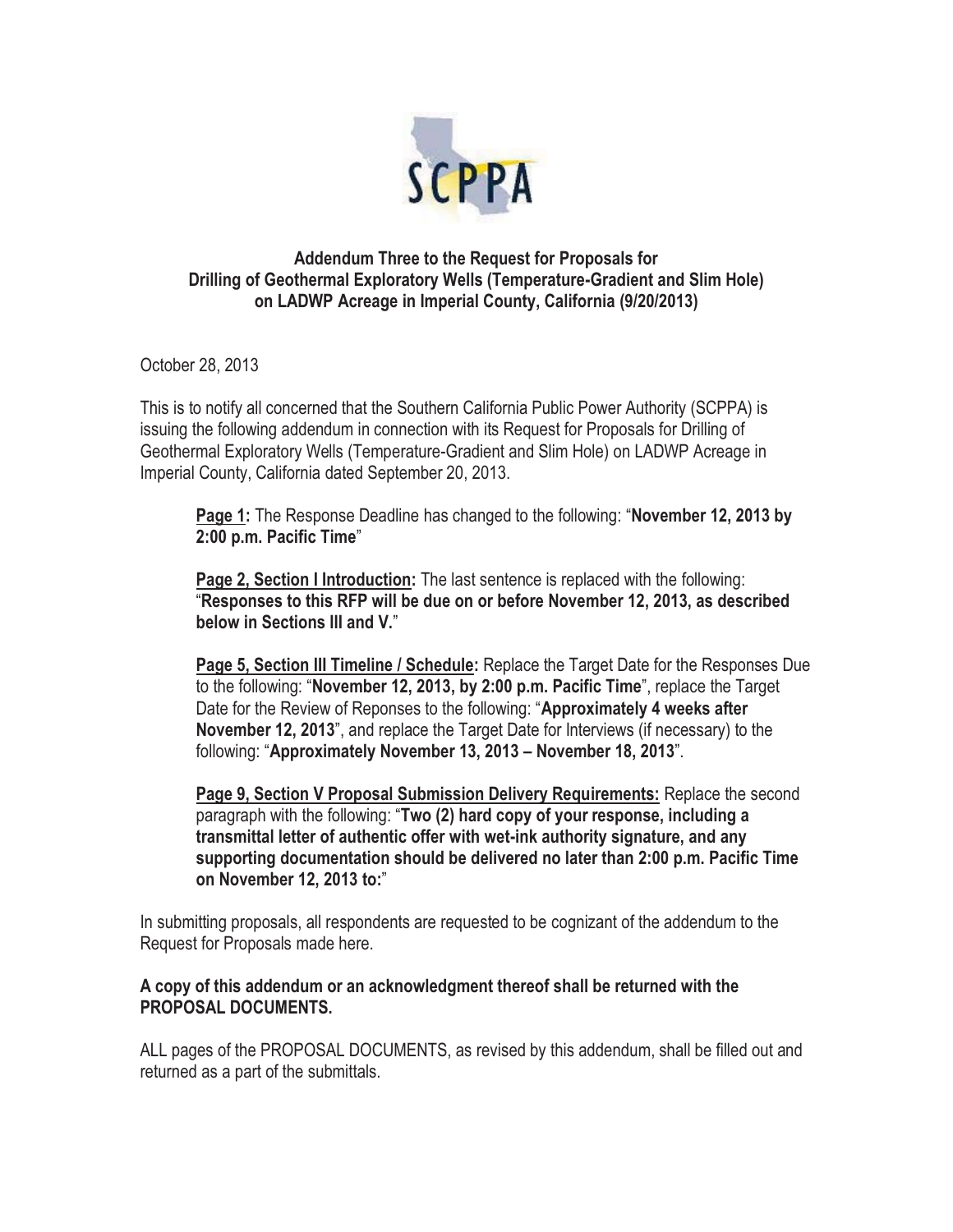**Addendum Three to the Request for Proposals for Drilling of Geothermal Exploratory Wells (Temperature-Gradient and Slim Hole) on LADWP Acreage in Imperial County, California (9/20/2013)**

October 28, 2013

This is to notify all concerned that the Southern California Public Power Authority (SCPPA) is issuing the following addendum in connection with its Request for Proposals for Drilling of Geothermal Exploratory Wells (Temperature-Gradient and Slim Hole) on LADWP Acreage in Imperial County, California dated September 20, 2013.

> **Page 1:** The Response Deadline has changed to the following: "**November 12, 2013 by 2:00 p.m. Pacific Time**"
>
> **Page 2, Section I Introduction:** The last sentence is replaced with the following: "**Responses to this RFP will be due on or before November 12, 2013, as described below in Sections III and V.**"
>
> **Page 5, Section III Timeline / Schedule:** Replace the Target Date for the Responses Due to the following: "**November 12, 2013, by 2:00 p.m. Pacific Time**", replace the Target Date for the Review of Reponses to the following: "**Approximately 4 weeks after November 12, 2013**", and replace the Target Date for Interviews (if necessary) to the following: "**Approximately November 13, 2013 – November 18, 2013**".
>
> **Page 9, Section V Proposal Submission Delivery Requirements:** Replace the second paragraph with the following: "**Two (2) hard copy of your response, including a transmittal letter of authentic offer with wet-ink authority signature, and any supporting documentation should be delivered no later than 2:00 p.m. Pacific Time on November 12, 2013 to:**"

In submitting proposals, all respondents are requested to be cognizant of the addendum to the Request for Proposals made here.

**A copy of this addendum or an acknowledgment thereof shall be returned with the PROPOSAL DOCUMENTS.**

ALL pages of the PROPOSAL DOCUMENTS, as revised by this addendum, shall be filled out and returned as a part of the submittals.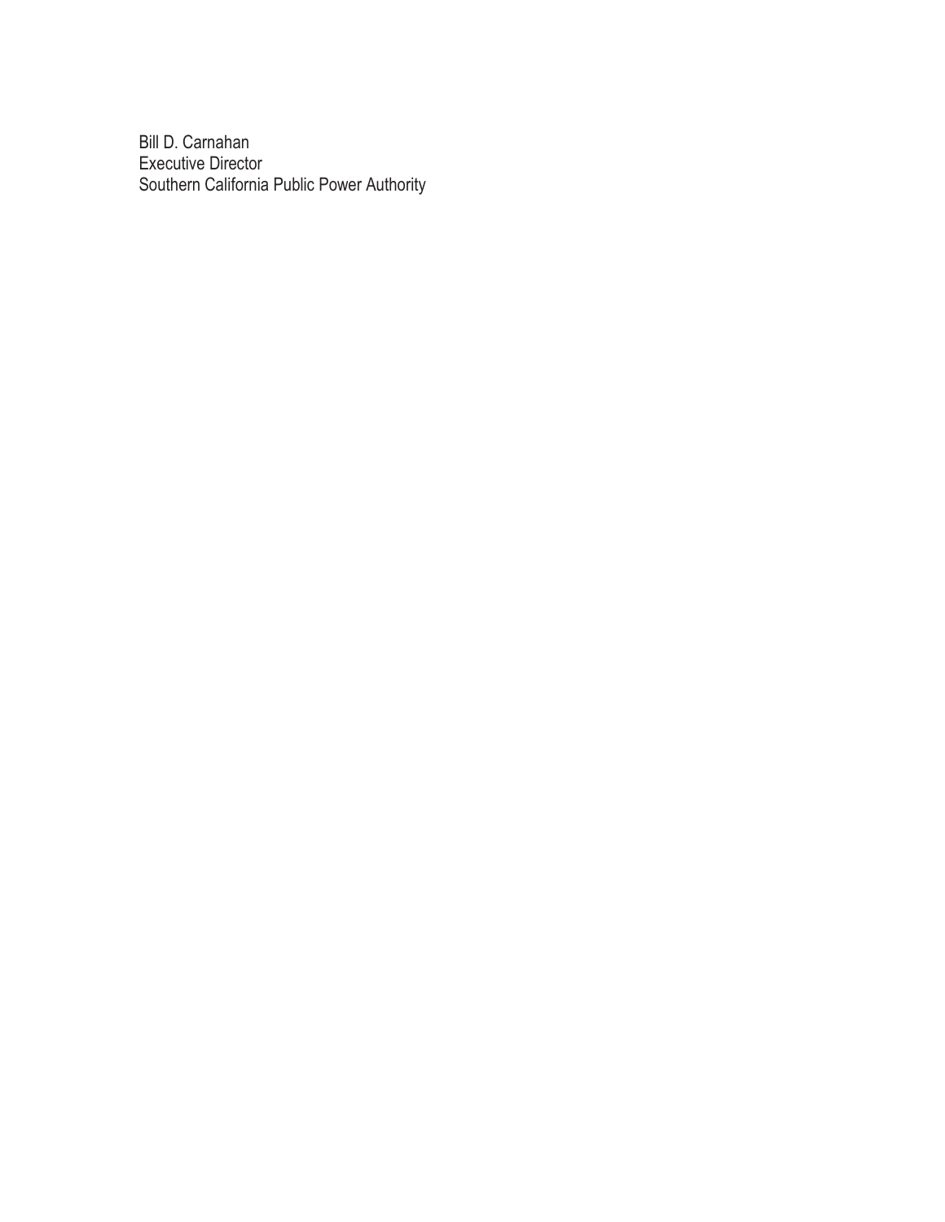Bill D. Carnahan  
Executive Director  
Southern California Public Power Authority